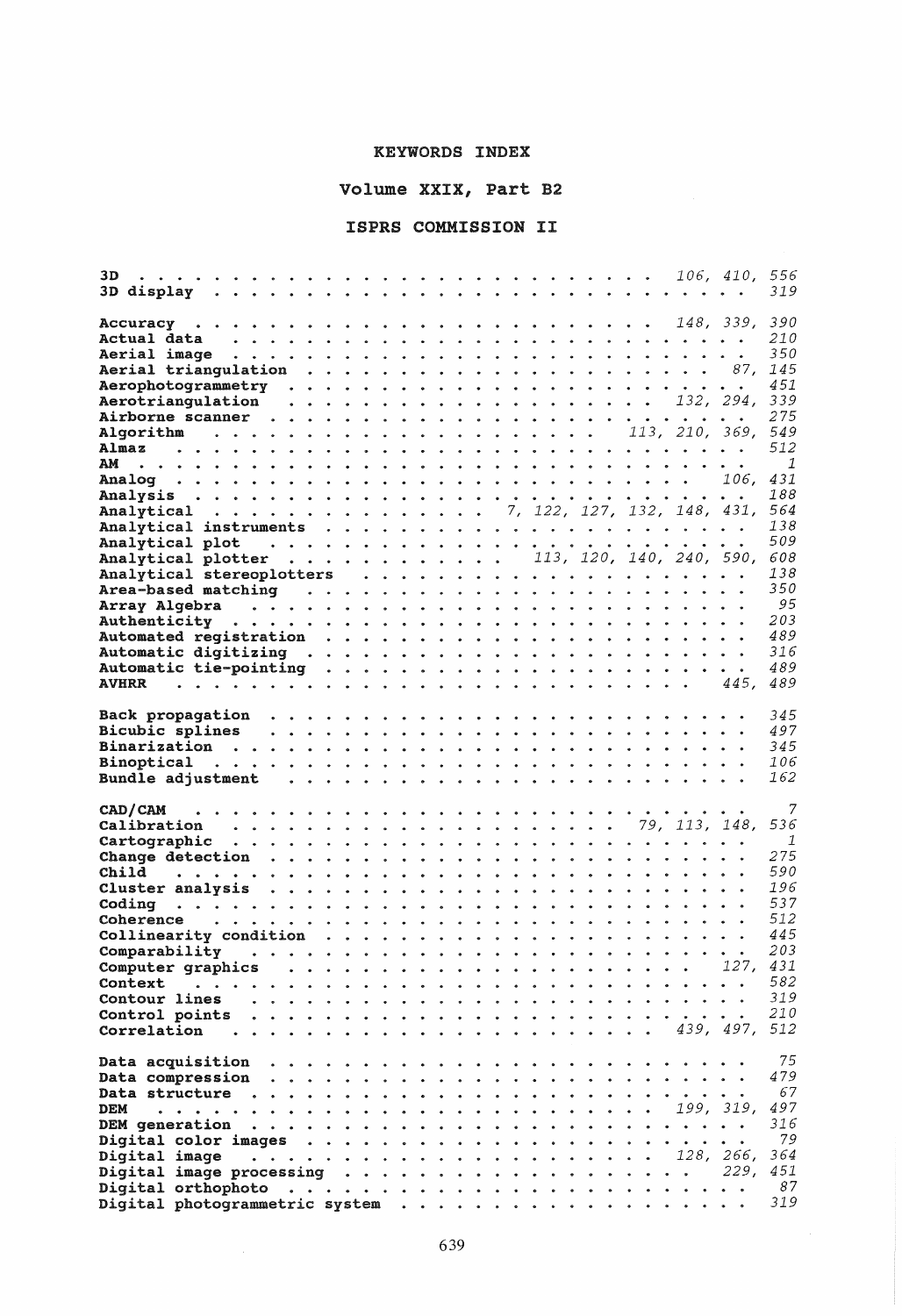# KEYWORDS INDEX

## Volume XXIX, Part B2

## ISPRS COMMISSION II

**3D** . . . . . . . . . . . . . . . . . . . . . . . . . . . . *106, 410, 556*
**3D display** . . . . . . . . . . . . . . . . . . . . . . . . . . *319*

**Accuracy** . . . . . . . . . . . . . . . . . . . . . . . . . . *148, 339, 390*
**Actual data** . . . . . . . . . . . . . . . . . . . . . . . . . *210*
**Aerial image** . . . . . . . . . . . . . . . . . . . . . . . . *350*
**Aerial triangulation** . . . . . . . . . . . . . . . . . . . . *87, 145*
**Aerophotogrammetry** . . . . . . . . . . . . . . . . . . . . . *451*
**Aerotriangulation** . . . . . . . . . . . . . . . . . . . . *132, 294, 339*
**Airborne scanner** . . . . . . . . . . . . . . . . . . . . . . *275*
**Algorithm** . . . . . . . . . . . . . . . . . . . . . *113, 210, 369, 549*
**Almaz** . . . . . . . . . . . . . . . . . . . . . . . . . . . *512*
**AM** . . . . . . . . . . . . . . . . . . . . . . . . . . . . . *1*
**Analog** . . . . . . . . . . . . . . . . . . . . . . . . . . *106, 431*
**Analysis** . . . . . . . . . . . . . . . . . . . . . . . . . . *188*
**Analytical** . . . . . . . . . . . . . . . *7, 122, 127, 132, 148, 431, 564*
**Analytical instruments** . . . . . . . . . . . . . . . . . . . *138*
**Analytical plot** . . . . . . . . . . . . . . . . . . . . . . *509*
**Analytical plotter** . . . . . . . . . . . *113, 120, 140, 240, 590, 608*
**Analytical stereoplotters** . . . . . . . . . . . . . . . . . *138*
**Area-based matching** . . . . . . . . . . . . . . . . . . . . *350*
**Array Algebra** . . . . . . . . . . . . . . . . . . . . . . . *95*
**Authenticity** . . . . . . . . . . . . . . . . . . . . . . . . *203*
**Automated registration** . . . . . . . . . . . . . . . . . . *489*
**Automatic digitizing** . . . . . . . . . . . . . . . . . . . *316*
**Automatic tie-pointing** . . . . . . . . . . . . . . . . . . *489*
**AVHRR** . . . . . . . . . . . . . . . . . . . . . . . . . . *445, 489*

**Back propagation** . . . . . . . . . . . . . . . . . . . . . . *345*
**Bicubic splines** . . . . . . . . . . . . . . . . . . . . . . *497*
**Binarization** . . . . . . . . . . . . . . . . . . . . . . . . *345*
**Binoptical** . . . . . . . . . . . . . . . . . . . . . . . . . *106*
**Bundle adjustment** . . . . . . . . . . . . . . . . . . . . . *162*

**CAD/CAM** . . . . . . . . . . . . . . . . . . . . . . . . . . *7*
**Calibration** . . . . . . . . . . . . . . . . . . . . *79, 113, 148, 536*
**Cartographic** . . . . . . . . . . . . . . . . . . . . . . . . *1*
**Change detection** . . . . . . . . . . . . . . . . . . . . . . *275*
**Child** . . . . . . . . . . . . . . . . . . . . . . . . . . . . *590*
**Cluster analysis** . . . . . . . . . . . . . . . . . . . . . . *196*
**Coding** . . . . . . . . . . . . . . . . . . . . . . . . . . . *537*
**Coherence** . . . . . . . . . . . . . . . . . . . . . . . . . *512*
**Collinearity condition** . . . . . . . . . . . . . . . . . . *445*
**Comparability** . . . . . . . . . . . . . . . . . . . . . . . *203*
**Computer graphics** . . . . . . . . . . . . . . . . . . . . *127, 431*
**Context** . . . . . . . . . . . . . . . . . . . . . . . . . . *582*
**Contour lines** . . . . . . . . . . . . . . . . . . . . . . . *319*
**Control points** . . . . . . . . . . . . . . . . . . . . . . *210*
**Correlation** . . . . . . . . . . . . . . . . . . . . . *439, 497, 512*

**Data acquisition** . . . . . . . . . . . . . . . . . . . . . . *75*
**Data compression** . . . . . . . . . . . . . . . . . . . . . . *479*
**Data structure** . . . . . . . . . . . . . . . . . . . . . . . *67*
**DEM** . . . . . . . . . . . . . . . . . . . . . . . . . *199, 319, 497*
**DEM generation** . . . . . . . . . . . . . . . . . . . . . . . *316*
**Digital color images** . . . . . . . . . . . . . . . . . . . . *79*
**Digital image** . . . . . . . . . . . . . . . . . . . . *128, 266, 364*
**Digital image processing** . . . . . . . . . . . . . . . . . *229, 451*
**Digital orthophoto** . . . . . . . . . . . . . . . . . . . . . *87*
**Digital photogrammetric system** . . . . . . . . . . . . . . . *319*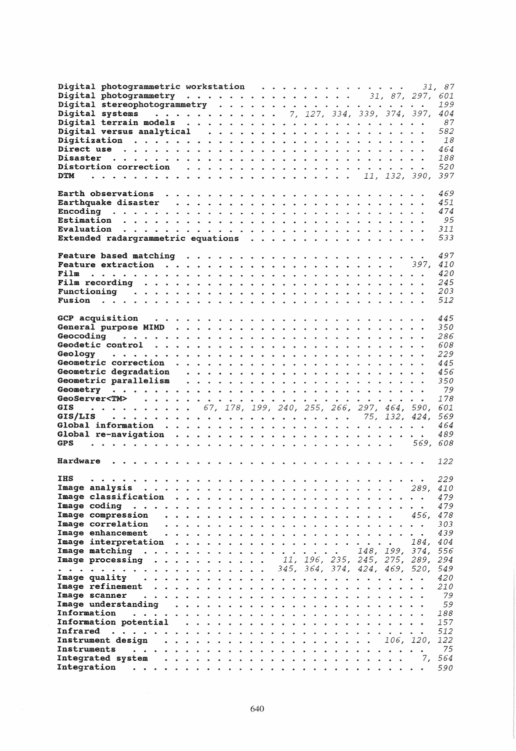**Digital photogrammetric workstation** . . . . . . . . . . . . . . 31, 87
**Digital photogrammetry** . . . . . . . . . . . . . . 31, 87, 297, 601
**Digital stereophotogrammetry** . . . . . . . . . . . . . . . . . 199
**Digital systems** . . . . . . . . . . 7, 127, 334, 339, 374, 397, 404
**Digital terrain models** . . . . . . . . . . . . . . . . . . . . 87
**Digital versus analytical** . . . . . . . . . . . . . . . . . . 582
**Digitization** . . . . . . . . . . . . . . . . . . . . . . . . 18
**Direct use** . . . . . . . . . . . . . . . . . . . . . . . . 464
**Disaster** . . . . . . . . . . . . . . . . . . . . . . . . . 188
**Distortion correction** . . . . . . . . . . . . . . . . . . . 520
**DTM** . . . . . . . . . . . . . . . . . . . . . 11, 132, 390, 397

**Earth observations** . . . . . . . . . . . . . . . . . . . . 469
**Earthquake disaster** . . . . . . . . . . . . . . . . . . . . 451
**Encoding** . . . . . . . . . . . . . . . . . . . . . . . . . 474
**Estimation** . . . . . . . . . . . . . . . . . . . . . . . . 95
**Evaluation** . . . . . . . . . . . . . . . . . . . . . . . . 311
**Extended radargrammetric equations** . . . . . . . . . . . . . 533

**Feature based matching** . . . . . . . . . . . . . . . . . . 497
**Feature extraction** . . . . . . . . . . . . . . . . . . 397, 410
**Film** . . . . . . . . . . . . . . . . . . . . . . . . . . . 420
**Film recording** . . . . . . . . . . . . . . . . . . . . . . 245
**Functioning** . . . . . . . . . . . . . . . . . . . . . . . . 203
**Fusion** . . . . . . . . . . . . . . . . . . . . . . . . . . 512

**GCP acquisition** . . . . . . . . . . . . . . . . . . . . . 445
**General purpose MIMD** . . . . . . . . . . . . . . . . . . . 350
**Geocoding** . . . . . . . . . . . . . . . . . . . . . . . . 286
**Geodetic control** . . . . . . . . . . . . . . . . . . . . . 608
**Geology** . . . . . . . . . . . . . . . . . . . . . . . . . 229
**Geometric correction** . . . . . . . . . . . . . . . . . . . 445
**Geometric degradation** . . . . . . . . . . . . . . . . . . 456
**Geometric parallelism** . . . . . . . . . . . . . . . . . . 350
**Geometry** . . . . . . . . . . . . . . . . . . . . . . . . . 79
**GeoServer<TM>** . . . . . . . . . . . . . . . . . . . . . . . 178
**GIS** . . . . . . . . . 67, 178, 199, 240, 255, 266, 297, 464, 590, 601
**GIS/LIS** . . . . . . . . . . . . . . . . . . . 75, 132, 424, 569
**Global information** . . . . . . . . . . . . . . . . . . . . 464
**Global re-navigation** . . . . . . . . . . . . . . . . . . . 489
**GPS** . . . . . . . . . . . . . . . . . . . . . . . . . 569, 608

**Hardware** . . . . . . . . . . . . . . . . . . . . . . . . . 122

**IHS** . . . . . . . . . . . . . . . . . . . . . . . . . . . 229
**Image analysis** . . . . . . . . . . . . . . . . . . . . 289, 410
**Image classification** . . . . . . . . . . . . . . . . . . . 479
**Image coding** . . . . . . . . . . . . . . . . . . . . . . . 479
**Image compression** . . . . . . . . . . . . . . . . . . 456, 478
**Image correlation** . . . . . . . . . . . . . . . . . . . . 303
**Image enhancement** . . . . . . . . . . . . . . . . . . . . 439
**Image interpretation** . . . . . . . . . . . . . . . . . 184, 404
**Image matching** . . . . . . . . . . . . . . . 148, 199, 374, 556
**Image processing** . . . . . . . . . . 11, 196, 235, 245, 275, 289, 294
. . . . . . . . . . . . . . . . . . 345, 364, 374, 424, 469, 520, 549
**Image quality** . . . . . . . . . . . . . . . . . . . . . . . 420
**Image refinement** . . . . . . . . . . . . . . . . . . . . . 210
**Image scanner** . . . . . . . . . . . . . . . . . . . . . . 79
**Image understanding** . . . . . . . . . . . . . . . . . . . 59
**Information** . . . . . . . . . . . . . . . . . . . . . . . 188
**Information potential** . . . . . . . . . . . . . . . . . . 157
**Infrared** . . . . . . . . . . . . . . . . . . . . . . . . . 512
**Instrument design** . . . . . . . . . . . . . . . . 106, 120, 122
**Instruments** . . . . . . . . . . . . . . . . . . . . . . . 75
**Integrated system** . . . . . . . . . . . . . . . . . . . 7, 564
**Integration** . . . . . . . . . . . . . . . . . . . . . . . . 590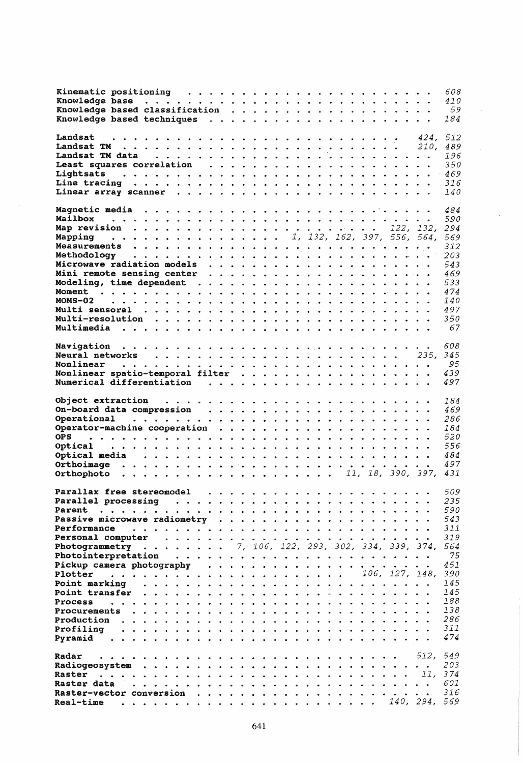Kinematic positioning . . . . . . . . . . . . . . . . . . . . . . *608*
Knowledge base . . . . . . . . . . . . . . . . . . . . . . . . . *410*
Knowledge based classification . . . . . . . . . . . . . . . . . *59*
Knowledge based techniques . . . . . . . . . . . . . . . . . . . *184*

Landsat . . . . . . . . . . . . . . . . . . . . . . . . . *424, 512*
Landsat TM . . . . . . . . . . . . . . . . . . . . . . . . *210, 489*
Landsat TM data . . . . . . . . . . . . . . . . . . . . . . . . *196*
Least squares correlation . . . . . . . . . . . . . . . . . . . *350*
Lightsats . . . . . . . . . . . . . . . . . . . . . . . . . . . *469*
Line tracing . . . . . . . . . . . . . . . . . . . . . . . . . . *316*
Linear array scanner . . . . . . . . . . . . . . . . . . . . . . *140*

Magnetic media . . . . . . . . . . . . . . . . . . . . . . . . . *484*
Mailbox . . . . . . . . . . . . . . . . . . . . . . . . . . . . *590*
Map revision . . . . . . . . . . . . . . . . . . . . *122, 132, 294*
Mapping . . . . . . . . . . . . . . . *1, 132, 162, 397, 556, 564, 569*
Measurements . . . . . . . . . . . . . . . . . . . . . . . . . . *312*
Methodology . . . . . . . . . . . . . . . . . . . . . . . . . . *203*
Microwave radiation models . . . . . . . . . . . . . . . . . . . *543*
Mini remote sensing center . . . . . . . . . . . . . . . . . . . *469*
Modeling, time dependent . . . . . . . . . . . . . . . . . . . . *533*
Moment . . . . . . . . . . . . . . . . . . . . . . . . . . . . . *474*
MOMS-02 . . . . . . . . . . . . . . . . . . . . . . . . . . . . *140*
Multi sensoral . . . . . . . . . . . . . . . . . . . . . . . . . *497*
Multi-resolution . . . . . . . . . . . . . . . . . . . . . . . . *350*
Multimedia . . . . . . . . . . . . . . . . . . . . . . . . . . . *67*

Navigation . . . . . . . . . . . . . . . . . . . . . . . . . . . *608*
Neural networks . . . . . . . . . . . . . . . . . . . . . . *235, 345*
Nonlinear . . . . . . . . . . . . . . . . . . . . . . . . . . . . *95*
Nonlinear spatio-temporal filter . . . . . . . . . . . . . . . . *439*
Numerical differentiation . . . . . . . . . . . . . . . . . . . . *497*

Object extraction . . . . . . . . . . . . . . . . . . . . . . . . *184*
On-board data compression . . . . . . . . . . . . . . . . . . . . *469*
Operational . . . . . . . . . . . . . . . . . . . . . . . . . . . *286*
Operator-machine cooperation . . . . . . . . . . . . . . . . . . *184*
OPS . . . . . . . . . . . . . . . . . . . . . . . . . . . . . . . *520*
Optical . . . . . . . . . . . . . . . . . . . . . . . . . . . . . *556*
Optical media . . . . . . . . . . . . . . . . . . . . . . . . . . *484*
Orthoimage . . . . . . . . . . . . . . . . . . . . . . . . . . . *497*
Orthophoto . . . . . . . . . . . . . . . . . . . . *11, 18, 390, 397, 431*

Parallax free stereomodel . . . . . . . . . . . . . . . . . . . . *509*
Parallel processing . . . . . . . . . . . . . . . . . . . . . . . *235*
Parent . . . . . . . . . . . . . . . . . . . . . . . . . . . . . . *590*
Passive microwave radiometry . . . . . . . . . . . . . . . . . . *543*
Performance . . . . . . . . . . . . . . . . . . . . . . . . . . . *311*
Personal computer . . . . . . . . . . . . . . . . . . . . . . . . *319*
Photogrammetry . . . . . . . . *7, 106, 122, 293, 302, 334, 339, 374, 564*
Photointerpretation . . . . . . . . . . . . . . . . . . . . . . . *75*
Pickup camera photography . . . . . . . . . . . . . . . . . . . . *451*
Plotter . . . . . . . . . . . . . . . . . . . . . *106, 127, 148, 390*
Point marking . . . . . . . . . . . . . . . . . . . . . . . . . . *145*
Point transfer . . . . . . . . . . . . . . . . . . . . . . . . . . *145*
Process . . . . . . . . . . . . . . . . . . . . . . . . . . . . . *188*
Procurements . . . . . . . . . . . . . . . . . . . . . . . . . . *138*
Production . . . . . . . . . . . . . . . . . . . . . . . . . . . . *286*
Profiling . . . . . . . . . . . . . . . . . . . . . . . . . . . . *311*
Pyramid . . . . . . . . . . . . . . . . . . . . . . . . . . . . . *474*

Radar . . . . . . . . . . . . . . . . . . . . . . . . . . . . *512, 549*
Radiogeosystem . . . . . . . . . . . . . . . . . . . . . . . . . . *203*
Raster . . . . . . . . . . . . . . . . . . . . . . . . . . . . *11, 374*
Raster data . . . . . . . . . . . . . . . . . . . . . . . . . . . *601*
Raster-vector conversion . . . . . . . . . . . . . . . . . . . . . *316*
Real-time . . . . . . . . . . . . . . . . . . . . . . . . *140, 294, 569*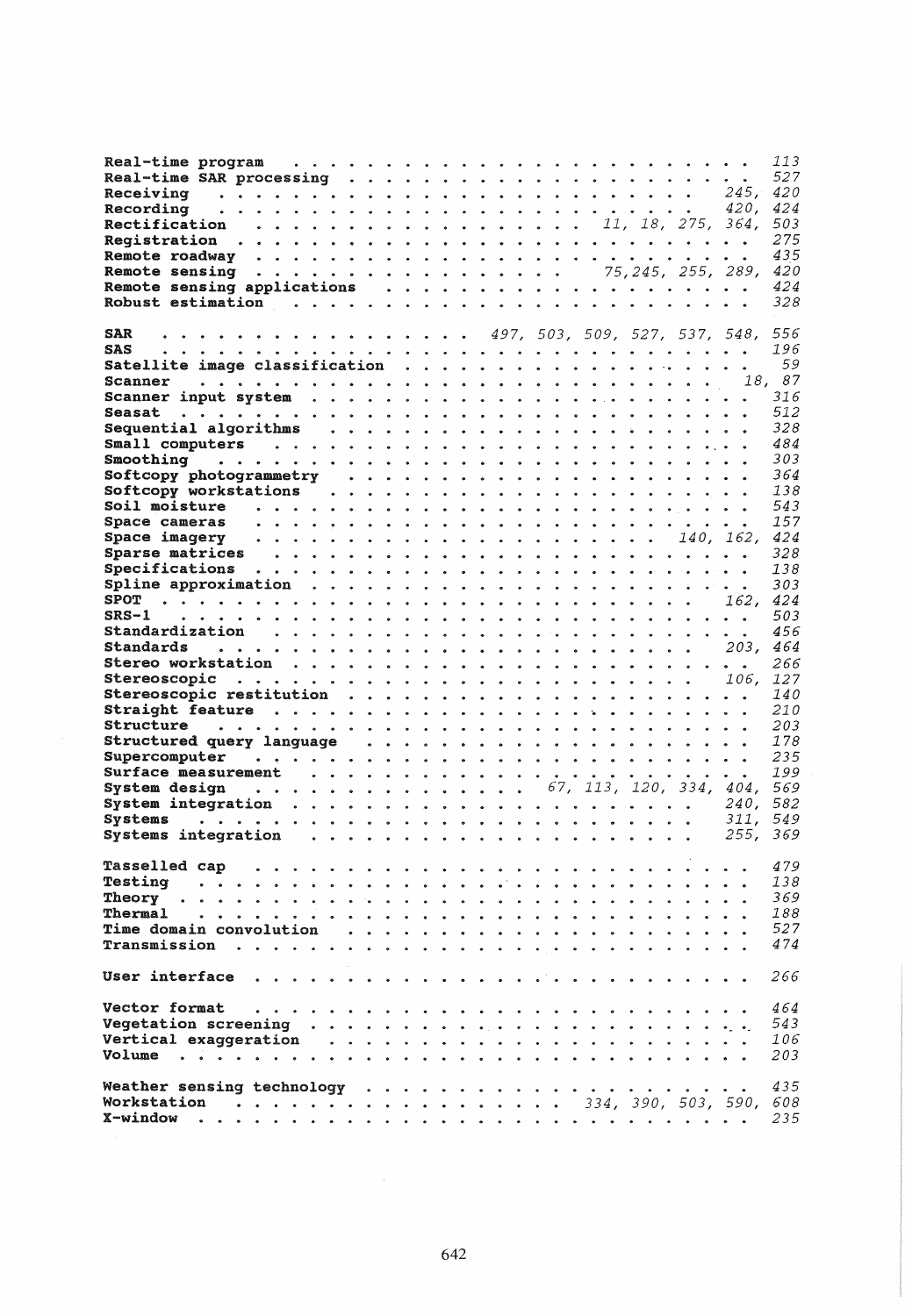Real-time program . . . . . . . . . . . . . . . . . . . . . . . . . *113*
Real-time SAR processing . . . . . . . . . . . . . . . . . . . . . *527*
Receiving . . . . . . . . . . . . . . . . . . . . . . . . . *245, 420*
Recording . . . . . . . . . . . . . . . . . . . . . . . . . *420, 424*
Rectification . . . . . . . . . . . . . . . . . *11, 18, 275, 364, 503*
Registration . . . . . . . . . . . . . . . . . . . . . . . . . . *275*
Remote roadway . . . . . . . . . . . . . . . . . . . . . . . . . *435*
Remote sensing . . . . . . . . . . . . . . . . *75,245, 255, 289, 420*
Remote sensing applications . . . . . . . . . . . . . . . . . . . *424*
Robust estimation . . . . . . . . . . . . . . . . . . . . . . . . *328*

SAR . . . . . . . . . . . . . . . . . *497, 503, 509, 527, 537, 548, 556*
SAS . . . . . . . . . . . . . . . . . . . . . . . . . . . . . . . *196*
Satellite image classification . . . . . . . . . . . . . . . . . . *59*
Scanner . . . . . . . . . . . . . . . . . . . . . . . . . . . *18, 87*
Scanner input system . . . . . . . . . . . . . . . . . . . . . . *316*
Seasat . . . . . . . . . . . . . . . . . . . . . . . . . . . . . *512*
Sequential algorithms . . . . . . . . . . . . . . . . . . . . . . *328*
Small computers . . . . . . . . . . . . . . . . . . . . . . . . *484*
Smoothing . . . . . . . . . . . . . . . . . . . . . . . . . . . *303*
Softcopy photogrammetry . . . . . . . . . . . . . . . . . . . . *364*
Softcopy workstations . . . . . . . . . . . . . . . . . . . . . . *138*
Soil moisture . . . . . . . . . . . . . . . . . . . . . . . . . *543*
Space cameras . . . . . . . . . . . . . . . . . . . . . . . . . *157*
Space imagery . . . . . . . . . . . . . . . . . . . . . *140, 162, 424*
Sparse matrices . . . . . . . . . . . . . . . . . . . . . . . . *328*
Specifications . . . . . . . . . . . . . . . . . . . . . . . . . *138*
Spline approximation . . . . . . . . . . . . . . . . . . . . . . *303*
SPOT . . . . . . . . . . . . . . . . . . . . . . . . . . . . *162, 424*
SRS-1 . . . . . . . . . . . . . . . . . . . . . . . . . . . . . *503*
Standardization . . . . . . . . . . . . . . . . . . . . . . . . *456*
Standards . . . . . . . . . . . . . . . . . . . . . . . . . *203, 464*
Stereo workstation . . . . . . . . . . . . . . . . . . . . . . . *266*
Stereoscopic . . . . . . . . . . . . . . . . . . . . . . . . *106, 127*
Stereoscopic restitution . . . . . . . . . . . . . . . . . . . . *140*
Straight feature . . . . . . . . . . . . . . . . . . . . . . . . *210*
Structure . . . . . . . . . . . . . . . . . . . . . . . . . . . *203*
Structured query language . . . . . . . . . . . . . . . . . . . . *178*
Supercomputer . . . . . . . . . . . . . . . . . . . . . . . . . *235*
Surface measurement . . . . . . . . . . . . . . . . . . . . . . . *199*
System design . . . . . . . . . . . . . . *67, 113, 120, 334, 404, 569*
System integration . . . . . . . . . . . . . . . . . . . . . *240, 582*
Systems . . . . . . . . . . . . . . . . . . . . . . . . . . *311, 549*
Systems integration . . . . . . . . . . . . . . . . . . . . . *255, 369*

Tasselled cap . . . . . . . . . . . . . . . . . . . . . . . . . *479*
Testing . . . . . . . . . . . . . . . . . . . . . . . . . . . . *138*
Theory . . . . . . . . . . . . . . . . . . . . . . . . . . . . . *369*
Thermal . . . . . . . . . . . . . . . . . . . . . . . . . . . . *188*
Time domain convolution . . . . . . . . . . . . . . . . . . . . . *527*
Transmission . . . . . . . . . . . . . . . . . . . . . . . . . . *474*

User interface . . . . . . . . . . . . . . . . . . . . . . . . . *266*

Vector format . . . . . . . . . . . . . . . . . . . . . . . . . *464*
Vegetation screening . . . . . . . . . . . . . . . . . . . . . . *543*
Vertical exaggeration . . . . . . . . . . . . . . . . . . . . . . *106*
Volume . . . . . . . . . . . . . . . . . . . . . . . . . . . . . *203*

Weather sensing technology . . . . . . . . . . . . . . . . . . . *435*
Workstation . . . . . . . . . . . . . . . . . . *334, 390, 503, 590, 608*
X-window . . . . . . . . . . . . . . . . . . . . . . . . . . . . *235*